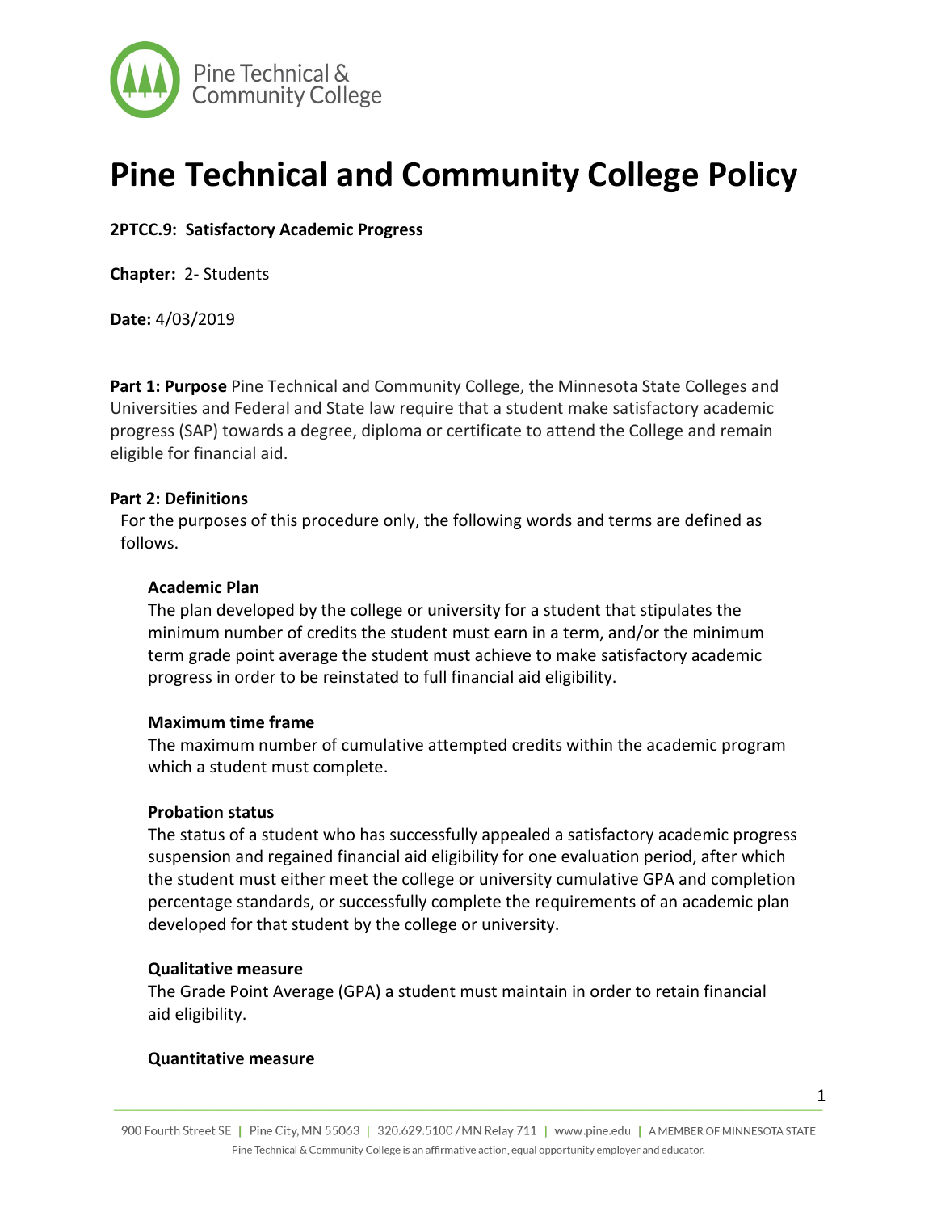# Pine Technical and Community College Policy

**2PTCC.9: Satisfactory Academic Progress**

**Chapter:** 2- Students

**Date:** 4/03/2019

**Part 1: Purpose** Pine Technical and Community College, the Minnesota State Colleges and Universities and Federal and State law require that a student make satisfactory academic progress (SAP) towards a degree, diploma or certificate to attend the College and remain eligible for financial aid.

**Part 2: Definitions**

For the purposes of this procedure only, the following words and terms are defined as follows.

**Academic Plan**
The plan developed by the college or university for a student that stipulates the minimum number of credits the student must earn in a term, and/or the minimum term grade point average the student must achieve to make satisfactory academic progress in order to be reinstated to full financial aid eligibility.

**Maximum time frame**
The maximum number of cumulative attempted credits within the academic program which a student must complete.

**Probation status**
The status of a student who has successfully appealed a satisfactory academic progress suspension and regained financial aid eligibility for one evaluation period, after which the student must either meet the college or university cumulative GPA and completion percentage standards, or successfully complete the requirements of an academic plan developed for that student by the college or university.

**Qualitative measure**
The Grade Point Average (GPA) a student must maintain in order to retain financial aid eligibility.

**Quantitative measure**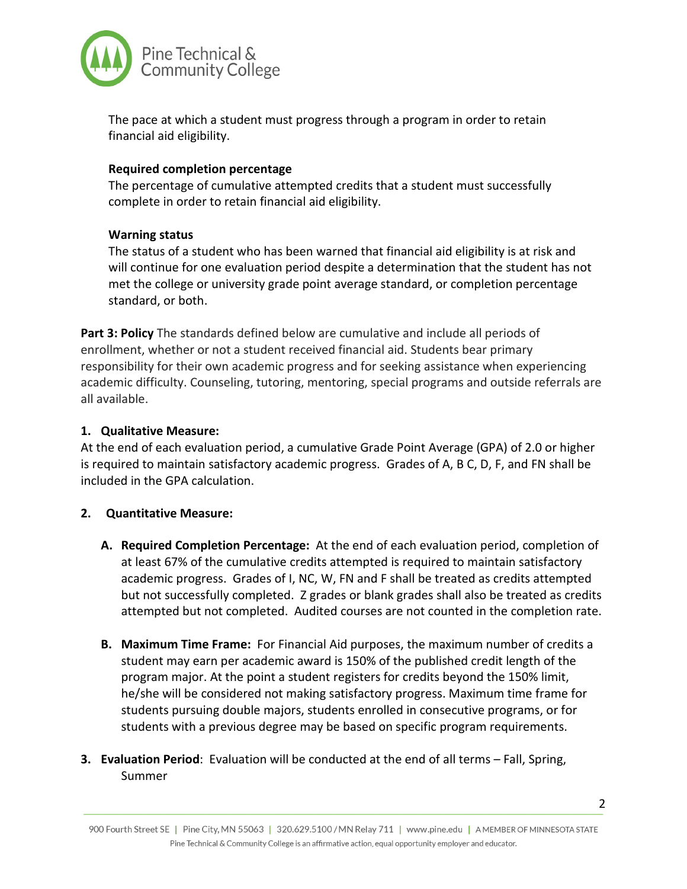The pace at which a student must progress through a program in order to retain financial aid eligibility.

**Required completion percentage**
The percentage of cumulative attempted credits that a student must successfully complete in order to retain financial aid eligibility.

**Warning status**
The status of a student who has been warned that financial aid eligibility is at risk and will continue for one evaluation period despite a determination that the student has not met the college or university grade point average standard, or completion percentage standard, or both.

**Part 3: Policy** The standards defined below are cumulative and include all periods of enrollment, whether or not a student received financial aid. Students bear primary responsibility for their own academic progress and for seeking assistance when experiencing academic difficulty. Counseling, tutoring, mentoring, special programs and outside referrals are all available.

**1. Qualitative Measure:**
At the end of each evaluation period, a cumulative Grade Point Average (GPA) of 2.0 or higher is required to maintain satisfactory academic progress. Grades of A, B C, D, F, and FN shall be included in the GPA calculation.

**2. Quantitative Measure:**

- **A. Required Completion Percentage:** At the end of each evaluation period, completion of at least 67% of the cumulative credits attempted is required to maintain satisfactory academic progress. Grades of I, NC, W, FN and F shall be treated as credits attempted but not successfully completed. Z grades or blank grades shall also be treated as credits attempted but not completed. Audited courses are not counted in the completion rate.

- **B. Maximum Time Frame:** For Financial Aid purposes, the maximum number of credits a student may earn per academic award is 150% of the published credit length of the program major. At the point a student registers for credits beyond the 150% limit, he/she will be considered not making satisfactory progress. Maximum time frame for students pursuing double majors, students enrolled in consecutive programs, or for students with a previous degree may be based on specific program requirements.

**3. Evaluation Period**: Evaluation will be conducted at the end of all terms – Fall, Spring, Summer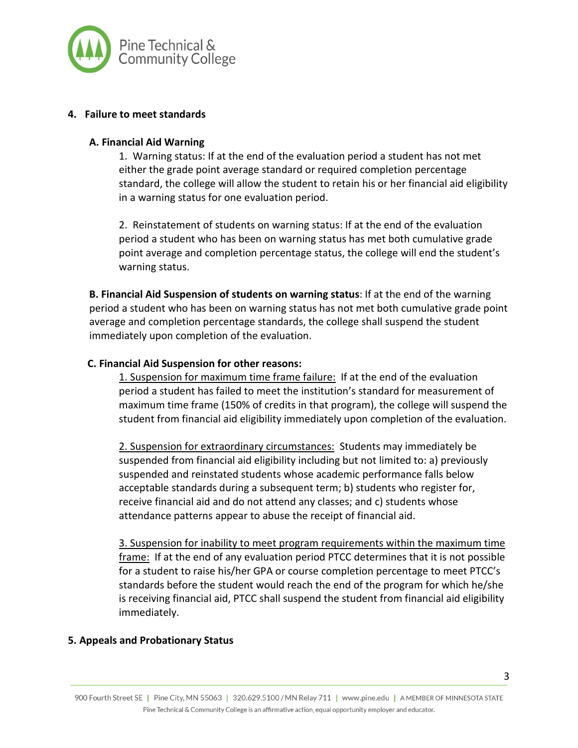## 4. Failure to meet standards

### A. Financial Aid Warning

1. Warning status: If at the end of the evaluation period a student has not met either the grade point average standard or required completion percentage standard, the college will allow the student to retain his or her financial aid eligibility in a warning status for one evaluation period.

2. Reinstatement of students on warning status: If at the end of the evaluation period a student who has been on warning status has met both cumulative grade point average and completion percentage status, the college will end the student's warning status.

**B. Financial Aid Suspension of students on warning status**: If at the end of the warning period a student who has been on warning status has not met both cumulative grade point average and completion percentage standards, the college shall suspend the student immediately upon completion of the evaluation.

### C. Financial Aid Suspension for other reasons:

1. Suspension for maximum time frame failure: If at the end of the evaluation period a student has failed to meet the institution's standard for measurement of maximum time frame (150% of credits in that program), the college will suspend the student from financial aid eligibility immediately upon completion of the evaluation.

2. Suspension for extraordinary circumstances: Students may immediately be suspended from financial aid eligibility including but not limited to: a) previously suspended and reinstated students whose academic performance falls below acceptable standards during a subsequent term; b) students who register for, receive financial aid and do not attend any classes; and c) students whose attendance patterns appear to abuse the receipt of financial aid.

3. Suspension for inability to meet program requirements within the maximum time frame: If at the end of any evaluation period PTCC determines that it is not possible for a student to raise his/her GPA or course completion percentage to meet PTCC's standards before the student would reach the end of the program for which he/she is receiving financial aid, PTCC shall suspend the student from financial aid eligibility immediately.

## 5. Appeals and Probationary Status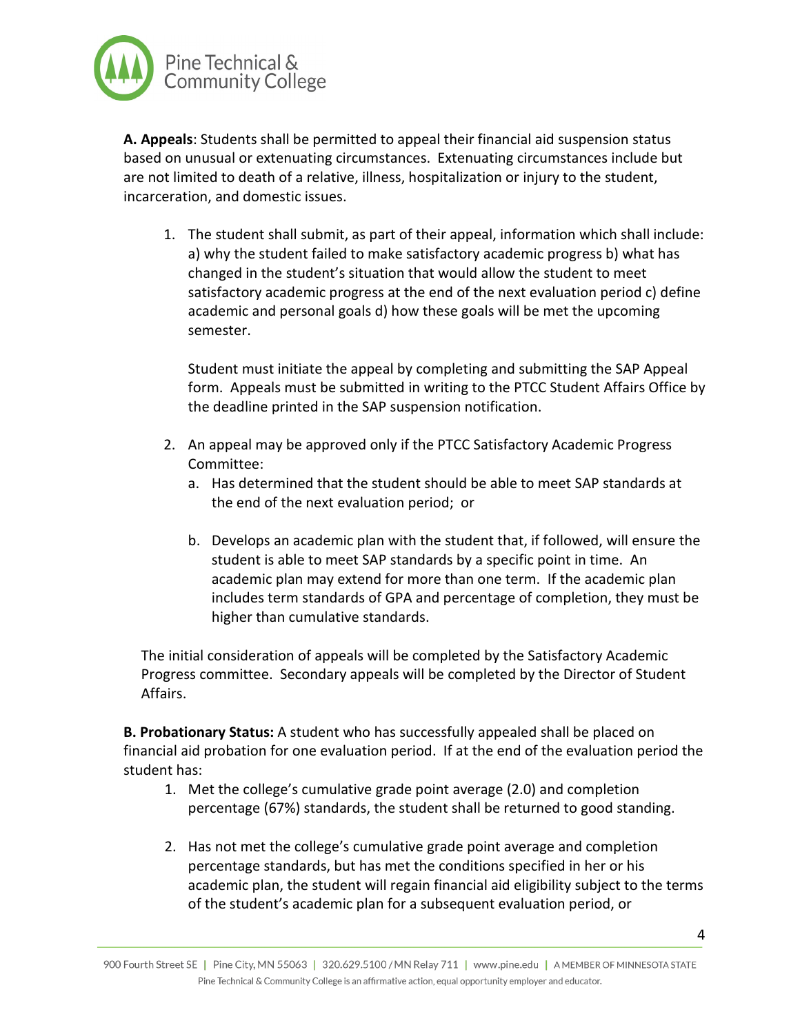**A. Appeals**: Students shall be permitted to appeal their financial aid suspension status based on unusual or extenuating circumstances. Extenuating circumstances include but are not limited to death of a relative, illness, hospitalization or injury to the student, incarceration, and domestic issues.

1. The student shall submit, as part of their appeal, information which shall include: a) why the student failed to make satisfactory academic progress b) what has changed in the student's situation that would allow the student to meet satisfactory academic progress at the end of the next evaluation period c) define academic and personal goals d) how these goals will be met the upcoming semester.

   Student must initiate the appeal by completing and submitting the SAP Appeal form. Appeals must be submitted in writing to the PTCC Student Affairs Office by the deadline printed in the SAP suspension notification.

2. An appeal may be approved only if the PTCC Satisfactory Academic Progress Committee:
   a. Has determined that the student should be able to meet SAP standards at the end of the next evaluation period; or

   b. Develops an academic plan with the student that, if followed, will ensure the student is able to meet SAP standards by a specific point in time. An academic plan may extend for more than one term. If the academic plan includes term standards of GPA and percentage of completion, they must be higher than cumulative standards.

The initial consideration of appeals will be completed by the Satisfactory Academic Progress committee. Secondary appeals will be completed by the Director of Student Affairs.

**B. Probationary Status:** A student who has successfully appealed shall be placed on financial aid probation for one evaluation period. If at the end of the evaluation period the student has:

1. Met the college's cumulative grade point average (2.0) and completion percentage (67%) standards, the student shall be returned to good standing.

2. Has not met the college's cumulative grade point average and completion percentage standards, but has met the conditions specified in her or his academic plan, the student will regain financial aid eligibility subject to the terms of the student's academic plan for a subsequent evaluation period, or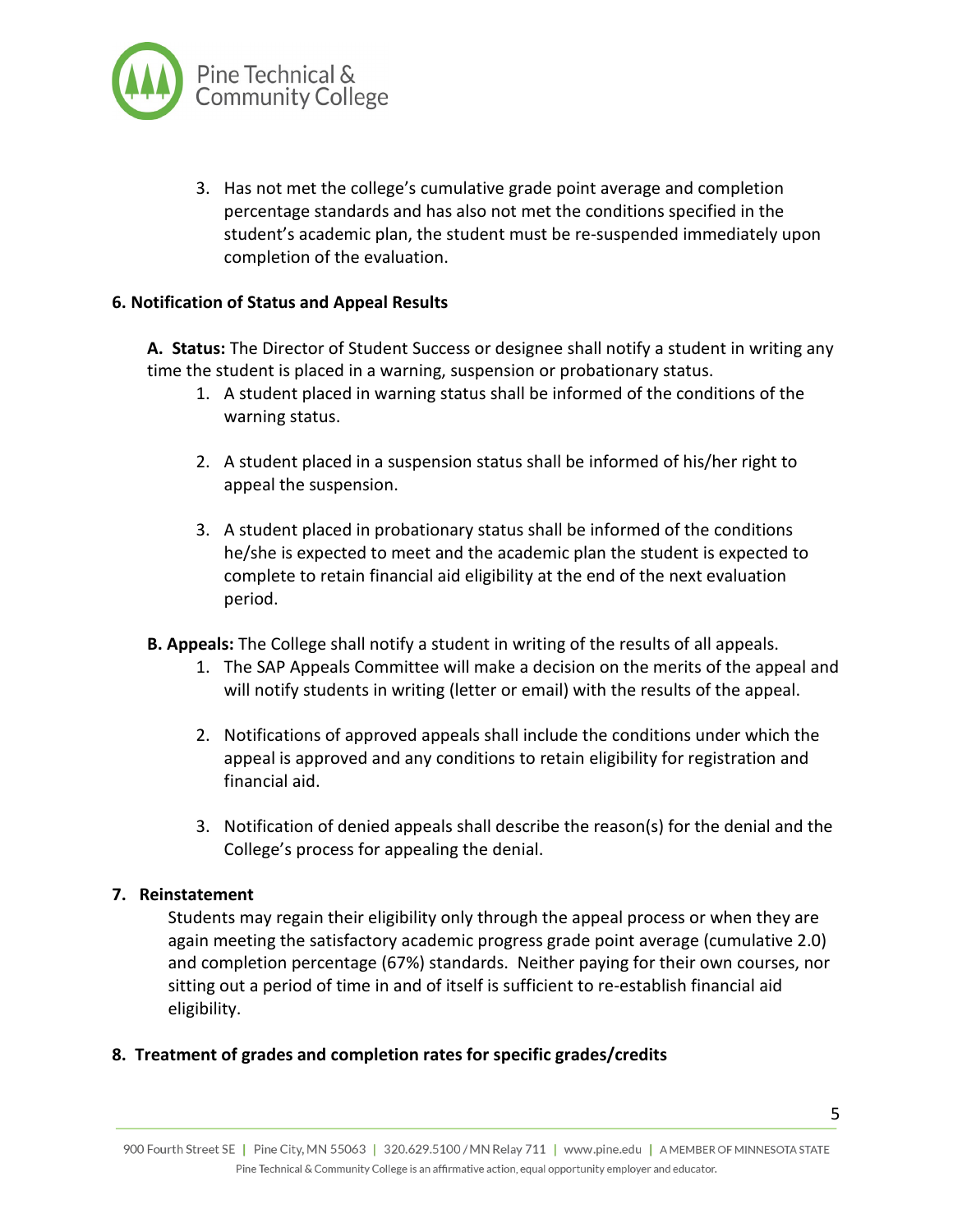3. Has not met the college's cumulative grade point average and completion percentage standards and has also not met the conditions specified in the student's academic plan, the student must be re-suspended immediately upon completion of the evaluation.

**6. Notification of Status and Appeal Results**

**A. Status:** The Director of Student Success or designee shall notify a student in writing any time the student is placed in a warning, suspension or probationary status.

1. A student placed in warning status shall be informed of the conditions of the warning status.
2. A student placed in a suspension status shall be informed of his/her right to appeal the suspension.
3. A student placed in probationary status shall be informed of the conditions he/she is expected to meet and the academic plan the student is expected to complete to retain financial aid eligibility at the end of the next evaluation period.

**B. Appeals:** The College shall notify a student in writing of the results of all appeals.

1. The SAP Appeals Committee will make a decision on the merits of the appeal and will notify students in writing (letter or email) with the results of the appeal.
2. Notifications of approved appeals shall include the conditions under which the appeal is approved and any conditions to retain eligibility for registration and financial aid.
3. Notification of denied appeals shall describe the reason(s) for the denial and the College's process for appealing the denial.

**7. Reinstatement**

Students may regain their eligibility only through the appeal process or when they are again meeting the satisfactory academic progress grade point average (cumulative 2.0) and completion percentage (67%) standards. Neither paying for their own courses, nor sitting out a period of time in and of itself is sufficient to re-establish financial aid eligibility.

**8. Treatment of grades and completion rates for specific grades/credits**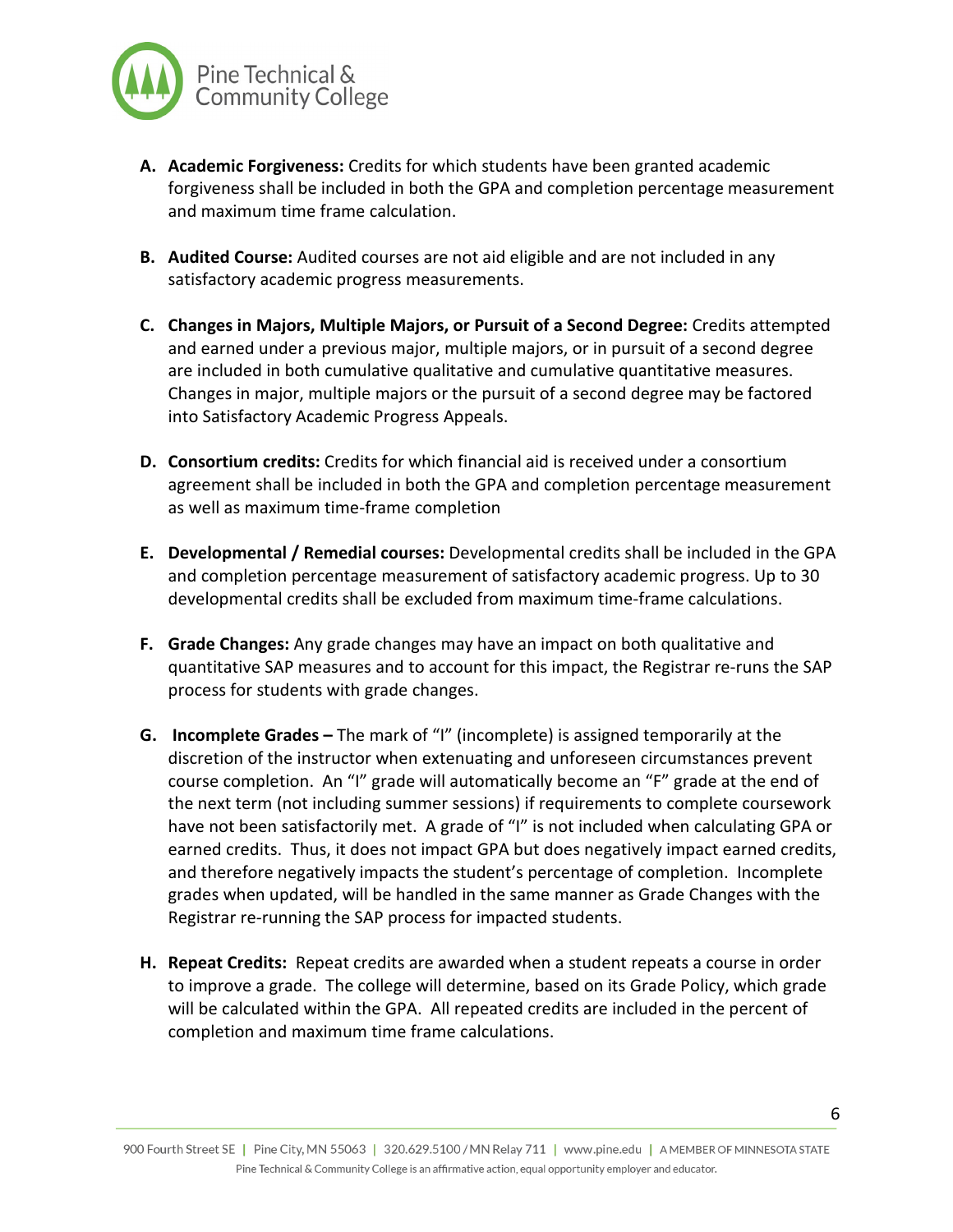A. **Academic Forgiveness:** Credits for which students have been granted academic forgiveness shall be included in both the GPA and completion percentage measurement and maximum time frame calculation.

B. **Audited Course:** Audited courses are not aid eligible and are not included in any satisfactory academic progress measurements.

C. **Changes in Majors, Multiple Majors, or Pursuit of a Second Degree:** Credits attempted and earned under a previous major, multiple majors, or in pursuit of a second degree are included in both cumulative qualitative and cumulative quantitative measures. Changes in major, multiple majors or the pursuit of a second degree may be factored into Satisfactory Academic Progress Appeals.

D. **Consortium credits:** Credits for which financial aid is received under a consortium agreement shall be included in both the GPA and completion percentage measurement as well as maximum time-frame completion

E. **Developmental / Remedial courses:** Developmental credits shall be included in the GPA and completion percentage measurement of satisfactory academic progress. Up to 30 developmental credits shall be excluded from maximum time-frame calculations.

F. **Grade Changes:** Any grade changes may have an impact on both qualitative and quantitative SAP measures and to account for this impact, the Registrar re-runs the SAP process for students with grade changes.

G. **Incomplete Grades –** The mark of "I" (incomplete) is assigned temporarily at the discretion of the instructor when extenuating and unforeseen circumstances prevent course completion. An "I" grade will automatically become an "F" grade at the end of the next term (not including summer sessions) if requirements to complete coursework have not been satisfactorily met. A grade of "I" is not included when calculating GPA or earned credits. Thus, it does not impact GPA but does negatively impact earned credits, and therefore negatively impacts the student's percentage of completion. Incomplete grades when updated, will be handled in the same manner as Grade Changes with the Registrar re-running the SAP process for impacted students.

H. **Repeat Credits:** Repeat credits are awarded when a student repeats a course in order to improve a grade. The college will determine, based on its Grade Policy, which grade will be calculated within the GPA. All repeated credits are included in the percent of completion and maximum time frame calculations.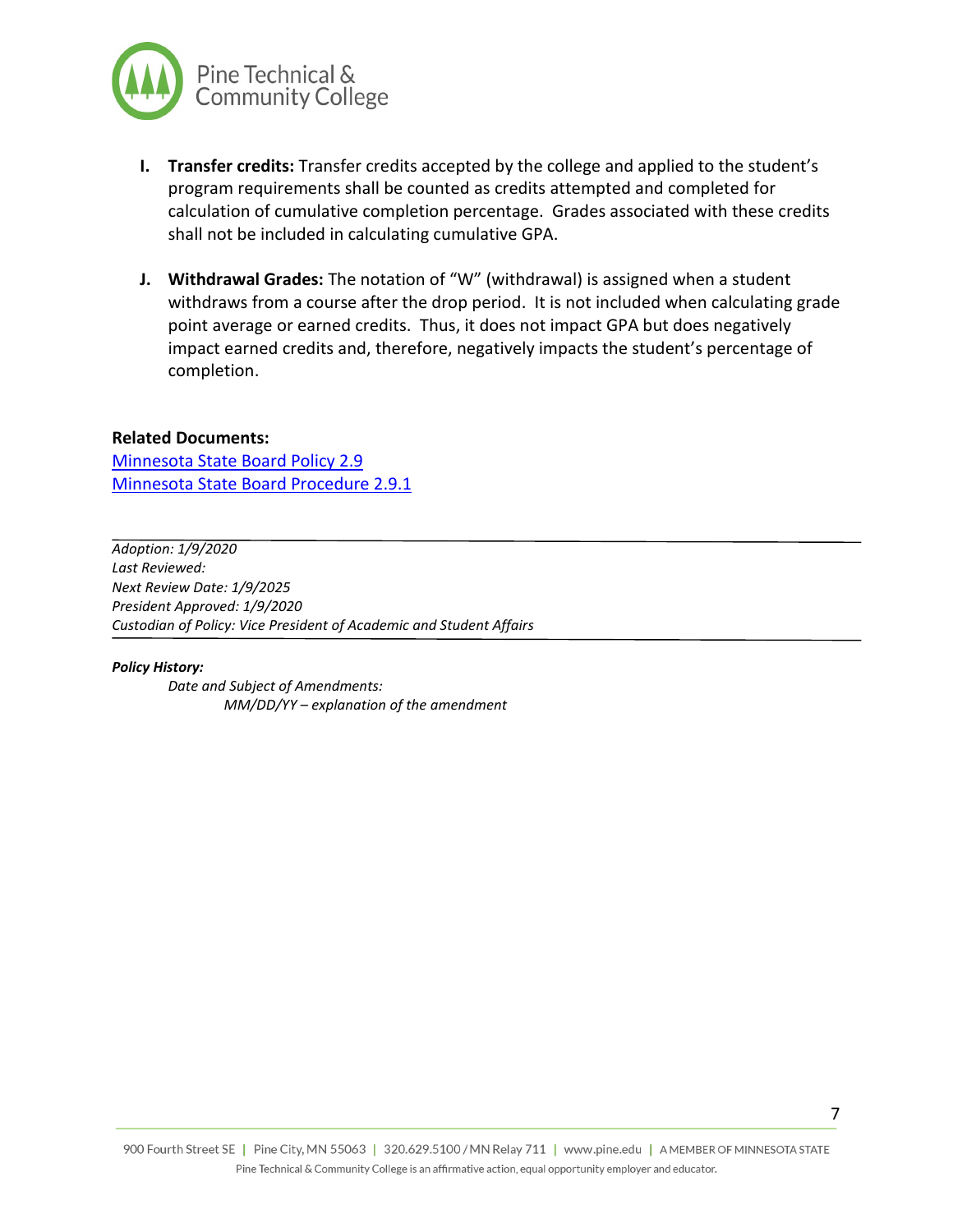I. **Transfer credits:** Transfer credits accepted by the college and applied to the student's program requirements shall be counted as credits attempted and completed for calculation of cumulative completion percentage. Grades associated with these credits shall not be included in calculating cumulative GPA.

J. **Withdrawal Grades:** The notation of "W" (withdrawal) is assigned when a student withdraws from a course after the drop period. It is not included when calculating grade point average or earned credits. Thus, it does not impact GPA but does negatively impact earned credits and, therefore, negatively impacts the student's percentage of completion.

**Related Documents:**
[Minnesota State Board Policy 2.9](#)
[Minnesota State Board Procedure 2.9.1](#)

---

*Adoption: 1/9/2020*
*Last Reviewed:*
*Next Review Date: 1/9/2025*
*President Approved: 1/9/2020*
*Custodian of Policy: Vice President of Academic and Student Affairs*

---

***Policy History:***

*Date and Subject of Amendments:*

*MM/DD/YY – explanation of the amendment*